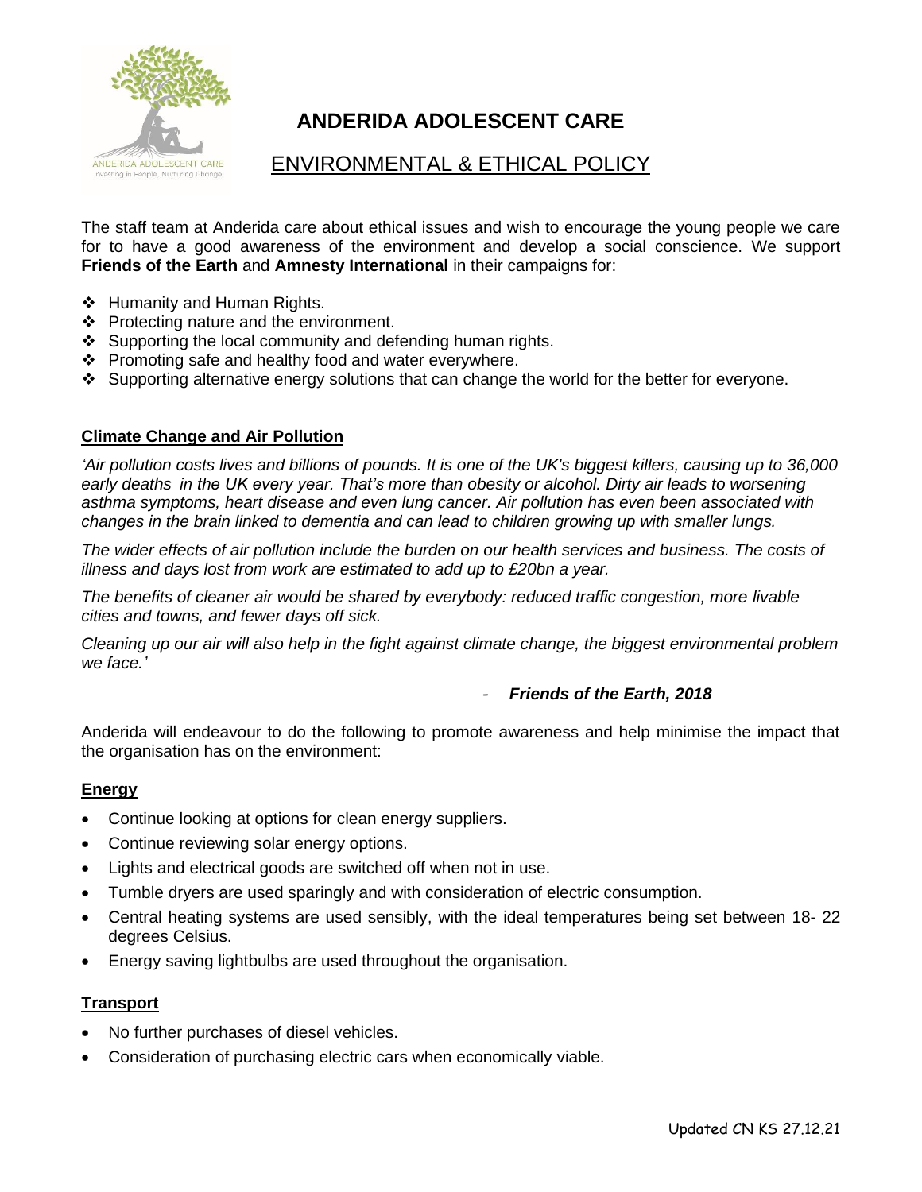# ANDERIDA ADOLESCENT CARE

## ENVIRONMENTAL & ETHICAL POLICY

The staff team at Anderida care about ethical issues and wish to encourage the young people we care for to have a good awareness of the environment and develop a social conscience. We support **Friends of the Earth** and **Amnesty International** in their campaigns for:

- Humanity and Human Rights.
- Protecting nature and the environment.
- Supporting the local community and defending human rights.
- Promoting safe and healthy food and water everywhere.
- Supporting alternative energy solutions that can change the world for the better for everyone.

### Climate Change and Air Pollution

*'Air pollution costs lives and billions of pounds. It is one of the UK's biggest killers, causing up to 36,000 early deaths in the UK every year. That's more than obesity or alcohol. Dirty air leads to worsening asthma symptoms, heart disease and even lung cancer. Air pollution has even been associated with changes in the brain linked to dementia and can lead to children growing up with smaller lungs.*

*The wider effects of air pollution include the burden on our health services and business. The costs of illness and days lost from work are estimated to add up to £20bn a year.*

*The benefits of cleaner air would be shared by everybody: reduced traffic congestion, more livable cities and towns, and fewer days off sick.*

*Cleaning up our air will also help in the fight against climate change, the biggest environmental problem we face.'*

- ***Friends of the Earth, 2018***

Anderida will endeavour to do the following to promote awareness and help minimise the impact that the organisation has on the environment:

### Energy

- Continue looking at options for clean energy suppliers.
- Continue reviewing solar energy options.
- Lights and electrical goods are switched off when not in use.
- Tumble dryers are used sparingly and with consideration of electric consumption.
- Central heating systems are used sensibly, with the ideal temperatures being set between 18- 22 degrees Celsius.
- Energy saving lightbulbs are used throughout the organisation.

### Transport

- No further purchases of diesel vehicles.
- Consideration of purchasing electric cars when economically viable.

Updated CN KS 27.12.21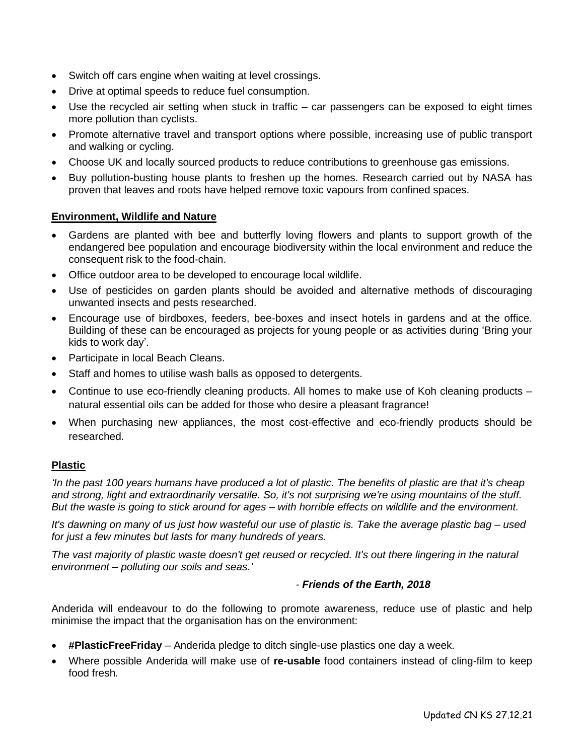- Switch off cars engine when waiting at level crossings.
- Drive at optimal speeds to reduce fuel consumption.
- Use the recycled air setting when stuck in traffic – car passengers can be exposed to eight times more pollution than cyclists.
- Promote alternative travel and transport options where possible, increasing use of public transport and walking or cycling.
- Choose UK and locally sourced products to reduce contributions to greenhouse gas emissions.
- Buy pollution-busting house plants to freshen up the homes. Research carried out by NASA has proven that leaves and roots have helped remove toxic vapours from confined spaces.

## Environment, Wildlife and Nature

- Gardens are planted with bee and butterfly loving flowers and plants to support growth of the endangered bee population and encourage biodiversity within the local environment and reduce the consequent risk to the food-chain.
- Office outdoor area to be developed to encourage local wildlife.
- Use of pesticides on garden plants should be avoided and alternative methods of discouraging unwanted insects and pests researched.
- Encourage use of birdboxes, feeders, bee-boxes and insect hotels in gardens and at the office. Building of these can be encouraged as projects for young people or as activities during 'Bring your kids to work day'.
- Participate in local Beach Cleans.
- Staff and homes to utilise wash balls as opposed to detergents.
- Continue to use eco-friendly cleaning products. All homes to make use of Koh cleaning products – natural essential oils can be added for those who desire a pleasant fragrance!
- When purchasing new appliances, the most cost-effective and eco-friendly products should be researched.

## Plastic

*'In the past 100 years humans have produced a lot of plastic. The benefits of plastic are that it's cheap and strong, light and extraordinarily versatile. So, it's not surprising we're using mountains of the stuff. But the waste is going to stick around for ages – with horrible effects on wildlife and the environment.*

*It's dawning on many of us just how wasteful our use of plastic is. Take the average plastic bag – used for just a few minutes but lasts for many hundreds of years.*

*The vast majority of plastic waste doesn't get reused or recycled. It's out there lingering in the natural environment – polluting our soils and seas.'*

\- ***Friends of the Earth, 2018***

Anderida will endeavour to do the following to promote awareness, reduce use of plastic and help minimise the impact that the organisation has on the environment:

- **#PlasticFreeFriday** – Anderida pledge to ditch single-use plastics one day a week.
- Where possible Anderida will make use of **re-usable** food containers instead of cling-film to keep food fresh.

Updated CN KS 27.12.21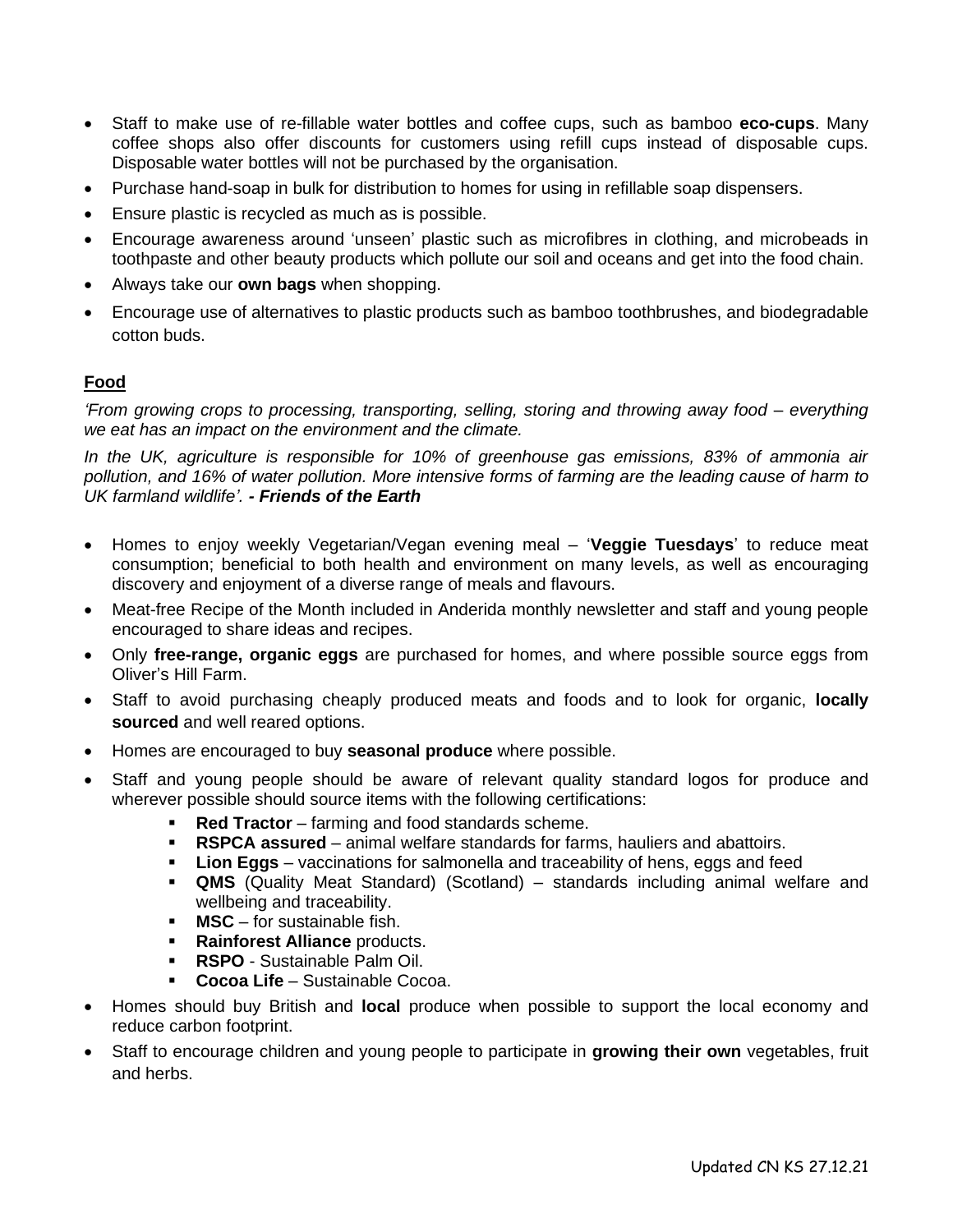- Staff to make use of re-fillable water bottles and coffee cups, such as bamboo **eco-cups**. Many coffee shops also offer discounts for customers using refill cups instead of disposable cups. Disposable water bottles will not be purchased by the organisation.
- Purchase hand-soap in bulk for distribution to homes for using in refillable soap dispensers.
- Ensure plastic is recycled as much as is possible.
- Encourage awareness around 'unseen' plastic such as microfibres in clothing, and microbeads in toothpaste and other beauty products which pollute our soil and oceans and get into the food chain.
- Always take our **own bags** when shopping.
- Encourage use of alternatives to plastic products such as bamboo toothbrushes, and biodegradable cotton buds.

**Food**

*'From growing crops to processing, transporting, selling, storing and throwing away food – everything we eat has an impact on the environment and the climate.*

*In the UK, agriculture is responsible for 10% of greenhouse gas emissions, 83% of ammonia air pollution, and 16% of water pollution. More intensive forms of farming are the leading cause of harm to UK farmland wildlife'.* ***- Friends of the Earth***

- Homes to enjoy weekly Vegetarian/Vegan evening meal – '**Veggie Tuesdays**' to reduce meat consumption; beneficial to both health and environment on many levels, as well as encouraging discovery and enjoyment of a diverse range of meals and flavours.
- Meat-free Recipe of the Month included in Anderida monthly newsletter and staff and young people encouraged to share ideas and recipes.
- Only **free-range, organic eggs** are purchased for homes, and where possible source eggs from Oliver's Hill Farm.
- Staff to avoid purchasing cheaply produced meats and foods and to look for organic, **locally sourced** and well reared options.
- Homes are encouraged to buy **seasonal produce** where possible.
- Staff and young people should be aware of relevant quality standard logos for produce and wherever possible should source items with the following certifications:
  - **Red Tractor** – farming and food standards scheme.
  - **RSPCA assured** – animal welfare standards for farms, hauliers and abattoirs.
  - **Lion Eggs** – vaccinations for salmonella and traceability of hens, eggs and feed
  - **QMS** (Quality Meat Standard) (Scotland) – standards including animal welfare and wellbeing and traceability.
  - **MSC** – for sustainable fish.
  - **Rainforest Alliance** products.
  - **RSPO** - Sustainable Palm Oil.
  - **Cocoa Life** – Sustainable Cocoa.
- Homes should buy British and **local** produce when possible to support the local economy and reduce carbon footprint.
- Staff to encourage children and young people to participate in **growing their own** vegetables, fruit and herbs.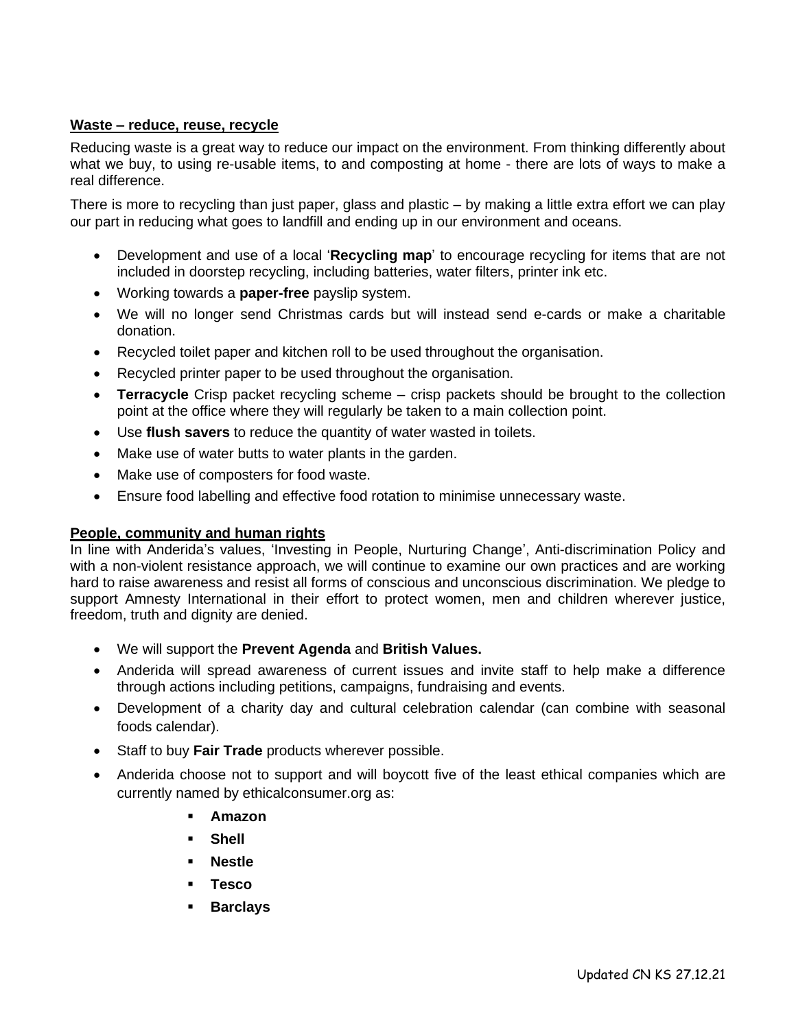**Waste – reduce, reuse, recycle**

Reducing waste is a great way to reduce our impact on the environment. From thinking differently about what we buy, to using re-usable items, to and composting at home - there are lots of ways to make a real difference.

There is more to recycling than just paper, glass and plastic – by making a little extra effort we can play our part in reducing what goes to landfill and ending up in our environment and oceans.

- Development and use of a local '**Recycling map**' to encourage recycling for items that are not included in doorstep recycling, including batteries, water filters, printer ink etc.
- Working towards a **paper-free** payslip system.
- We will no longer send Christmas cards but will instead send e-cards or make a charitable donation.
- Recycled toilet paper and kitchen roll to be used throughout the organisation.
- Recycled printer paper to be used throughout the organisation.
- **Terracycle** Crisp packet recycling scheme – crisp packets should be brought to the collection point at the office where they will regularly be taken to a main collection point.
- Use **flush savers** to reduce the quantity of water wasted in toilets.
- Make use of water butts to water plants in the garden.
- Make use of composters for food waste.
- Ensure food labelling and effective food rotation to minimise unnecessary waste.

**People, community and human rights**

In line with Anderida's values, 'Investing in People, Nurturing Change', Anti-discrimination Policy and with a non-violent resistance approach, we will continue to examine our own practices and are working hard to raise awareness and resist all forms of conscious and unconscious discrimination. We pledge to support Amnesty International in their effort to protect women, men and children wherever justice, freedom, truth and dignity are denied.

- We will support the **Prevent Agenda** and **British Values.**
- Anderida will spread awareness of current issues and invite staff to help make a difference through actions including petitions, campaigns, fundraising and events.
- Development of a charity day and cultural celebration calendar (can combine with seasonal foods calendar).
- Staff to buy **Fair Trade** products wherever possible.
- Anderida choose not to support and will boycott five of the least ethical companies which are currently named by ethicalconsumer.org as:
  - **Amazon**
  - **Shell**
  - **Nestle**
  - **Tesco**
  - **Barclays**

Updated CN KS 27.12.21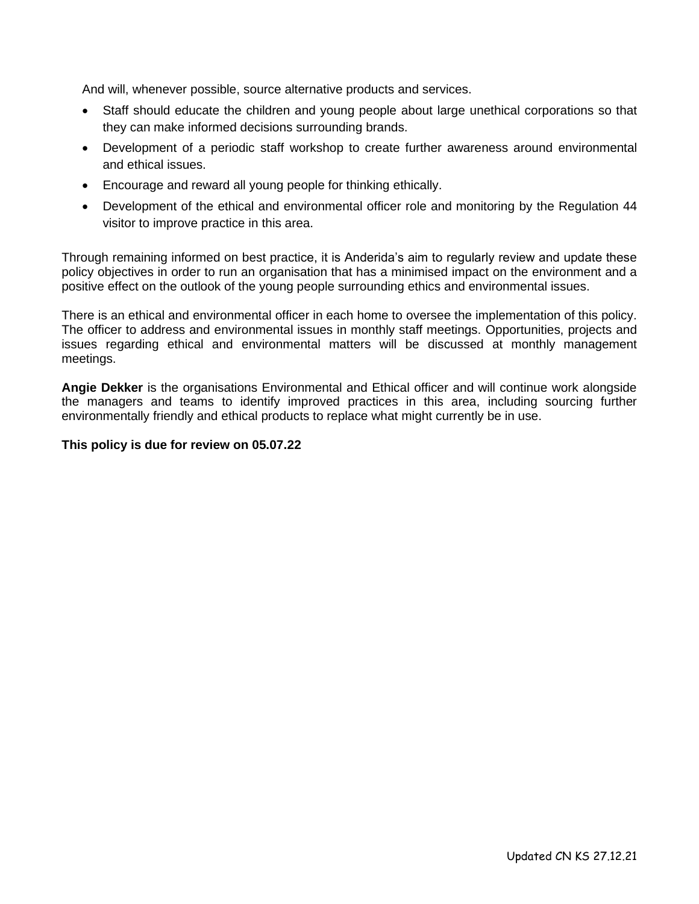And will, whenever possible, source alternative products and services.

- Staff should educate the children and young people about large unethical corporations so that they can make informed decisions surrounding brands.
- Development of a periodic staff workshop to create further awareness around environmental and ethical issues.
- Encourage and reward all young people for thinking ethically.
- Development of the ethical and environmental officer role and monitoring by the Regulation 44 visitor to improve practice in this area.

Through remaining informed on best practice, it is Anderida's aim to regularly review and update these policy objectives in order to run an organisation that has a minimised impact on the environment and a positive effect on the outlook of the young people surrounding ethics and environmental issues.

There is an ethical and environmental officer in each home to oversee the implementation of this policy. The officer to address and environmental issues in monthly staff meetings. Opportunities, projects and issues regarding ethical and environmental matters will be discussed at monthly management meetings.

**Angie Dekker** is the organisations Environmental and Ethical officer and will continue work alongside the managers and teams to identify improved practices in this area, including sourcing further environmentally friendly and ethical products to replace what might currently be in use.

**This policy is due for review on 05.07.22**

Updated CN KS 27.12.21